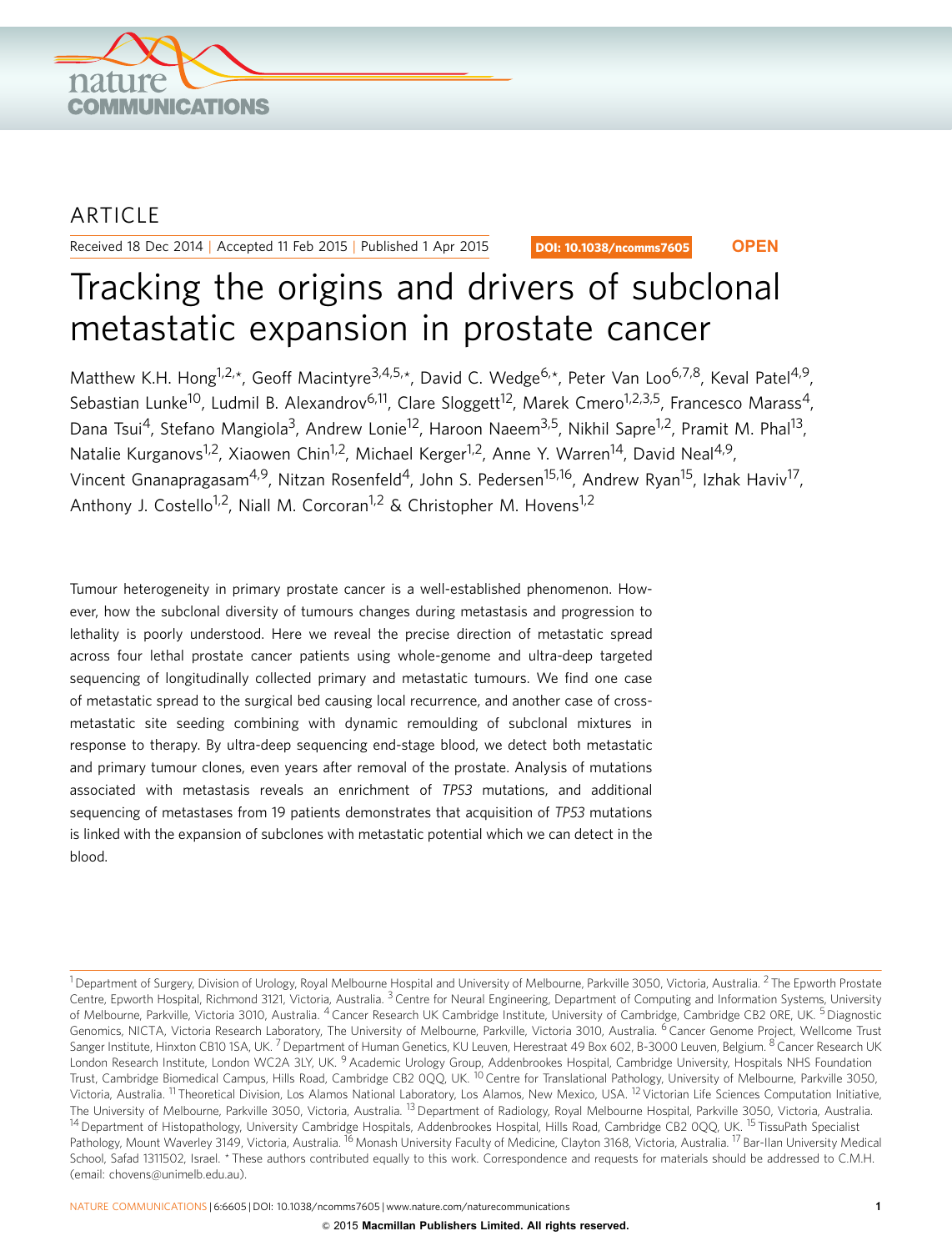ARTICLE

Received 18 Dec 2014 | Accepted 11 Feb 2015 | Published 1 Apr 2015

DOI: 10.1038/ncomms7605 **OPEN**

# Tracking the origins and drivers of subclonal metastatic expansion in prostate cancer

Matthew K.H. Hong[1,2,*], Geoff Macintyre[3,4,5,*], David C. Wedge[6,*], Peter Van Loo[6,7,8], Keval Patel[4,9], Sebastian Lunke[10], Ludmil B. Alexandrov[6,11], Clare Sloggett[12], Marek Cmero[1,2,3,5], Francesco Marass[4], Dana Tsui[4], Stefano Mangiola[3], Andrew Lonie[12], Haroon Naeem[3,5], Nikhil Sapre[1,2], Pramit M. Phal[13], Natalie Kurganovs[1,2], Xiaowen Chin[1,2], Michael Kerger[1,2], Anne Y. Warren[14], David Neal[4,9], Vincent Gnanapragasam[4,9], Nitzan Rosenfeld[4], John S. Pedersen[15,16], Andrew Ryan[15], Izhak Haviv[17], Anthony J. Costello[1,2], Niall M. Corcoran[1,2] & Christopher M. Hovens[1,2]

Tumour heterogeneity in primary prostate cancer is a well-established phenomenon. However, how the subclonal diversity of tumours changes during metastasis and progression to lethality is poorly understood. Here we reveal the precise direction of metastatic spread across four lethal prostate cancer patients using whole-genome and ultra-deep targeted sequencing of longitudinally collected primary and metastatic tumours. We find one case of metastatic spread to the surgical bed causing local recurrence, and another case of cross-metastatic site seeding combining with dynamic remoulding of subclonal mixtures in response to therapy. By ultra-deep sequencing end-stage blood, we detect both metastatic and primary tumour clones, even years after removal of the prostate. Analysis of mutations associated with metastasis reveals an enrichment of *TP53* mutations, and additional sequencing of metastases from 19 patients demonstrates that acquisition of *TP53* mutations is linked with the expansion of subclones with metastatic potential which we can detect in the blood.

---

[1] Department of Surgery, Division of Urology, Royal Melbourne Hospital and University of Melbourne, Parkville 3050, Victoria, Australia. [2] The Epworth Prostate Centre, Epworth Hospital, Richmond 3121, Victoria, Australia. [3] Centre for Neural Engineering, Department of Computing and Information Systems, University of Melbourne, Parkville, Victoria 3010, Australia. [4] Cancer Research UK Cambridge Institute, University of Cambridge, Cambridge CB2 0RE, UK. [5] Diagnostic Genomics, NICTA, Victoria Research Laboratory, The University of Melbourne, Parkville, Victoria 3010, Australia. [6] Cancer Genome Project, Wellcome Trust Sanger Institute, Hinxton CB10 1SA, UK. [7] Department of Human Genetics, KU Leuven, Herestraat 49 Box 602, B-3000 Leuven, Belgium. [8] Cancer Research UK London Research Institute, London WC2A 3LY, UK. [9] Academic Urology Group, Addenbrookes Hospital, Cambridge University, Hospitals NHS Foundation Trust, Cambridge Biomedical Campus, Hills Road, Cambridge CB2 0QQ, UK. [10] Centre for Translational Pathology, University of Melbourne, Parkville 3050, Victoria, Australia. [11] Theoretical Division, Los Alamos National Laboratory, Los Alamos, New Mexico, USA. [12] Victorian Life Sciences Computation Initiative, The University of Melbourne, Parkville 3050, Victoria, Australia. [13] Department of Radiology, Royal Melbourne Hospital, Parkville 3050, Victoria, Australia. [14] Department of Histopathology, University Cambridge Hospitals, Addenbrookes Hospital, Hills Road, Cambridge CB2 0QQ, UK. [15] TissuPath Specialist Pathology, Mount Waverley 3149, Victoria, Australia. [16] Monash University Faculty of Medicine, Clayton 3168, Victoria, Australia. [17] Bar-Ilan University Medical School, Safad 1311502, Israel. * These authors contributed equally to this work. Correspondence and requests for materials should be addressed to C.M.H. (email: chovens@unimelb.edu.au).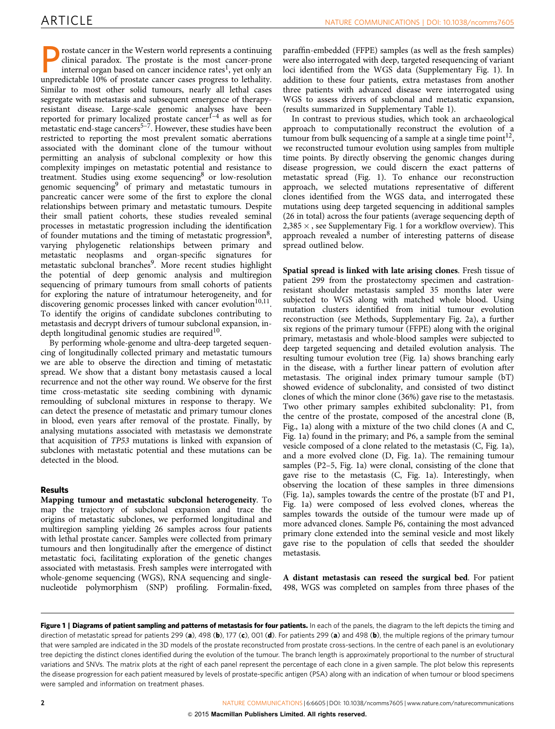Prostate cancer in the Western world represents a continuing clinical paradox. The prostate is the most cancer-prone internal organ based on cancer incidence rates[1], yet only an unpredictable 10% of prostate cancer cases progress to lethality. Similar to most other solid tumours, nearly all lethal cases segregate with metastasis and subsequent emergence of therapy-resistant disease. Large-scale genomic analyses have been reported for primary localized prostate cancer[1–4] as well as for metastatic end-stage cancers[5–7]. However, these studies have been restricted to reporting the most prevalent somatic aberrations associated with the dominant clone of the tumour without permitting an analysis of subclonal complexity or how this complexity impinges on metastatic potential and resistance to treatment. Studies using exome sequencing[8] or low-resolution genomic sequencing[9] of primary and metastatic tumours in pancreatic cancer were some of the first to explore the clonal relationships between primary and metastatic tumours. Despite their small patient cohorts, these studies revealed seminal processes in metastatic progression including the identification of founder mutations and the timing of metastatic progression[8], varying phylogenetic relationships between primary and metastatic neoplasms and organ-specific signatures for metastatic subclonal branches[9]. More recent studies highlight the potential of deep genomic analysis and multiregion sequencing of primary tumours from small cohorts of patients for exploring the nature of intratumour heterogeneity, and for discovering genomic processes linked with cancer evolution[10,11]. To identify the origins of candidate subclones contributing to metastasis and decrypt drivers of tumour subclonal expansion, in-depth longitudinal genomic studies are required[10].

By performing whole-genome and ultra-deep targeted sequencing of longitudinally collected primary and metastatic tumours we are able to observe the direction and timing of metastatic spread. We show that a distant bony metastasis caused a local recurrence and not the other way round. We observe for the first time cross-metastatic site seeding combining with dynamic remoulding of subclonal mixtures in response to therapy. We can detect the presence of metastatic and primary tumour clones in blood, even years after removal of the prostate. Finally, by analysing mutations associated with metastasis we demonstrate that acquisition of *TP53* mutations is linked with expansion of subclones with metastatic potential and these mutations can be detected in the blood.

## Results

**Mapping tumour and metastatic subclonal heterogeneity**. To map the trajectory of subclonal expansion and trace the origins of metastatic subclones, we performed longitudinal and multiregion sampling yielding 26 samples across four patients with lethal prostate cancer. Samples were collected from primary tumours and then longitudinally after the emergence of distinct metastatic foci, facilitating exploration of the genetic changes associated with metastasis. Fresh samples were interrogated with whole-genome sequencing (WGS), RNA sequencing and single-nucleotide polymorphism (SNP) profiling. Formalin-fixed, paraffin-embedded (FFPE) samples (as well as the fresh samples) were also interrogated with deep, targeted resequencing of variant loci identified from the WGS data (Supplementary Fig. 1). In addition to these four patients, extra metastases from another three patients with advanced disease were interrogated using WGS to assess drivers of subclonal and metastatic expansion, (results summarized in Supplementary Table 1).

In contrast to previous studies, which took an archaeological approach to computationally reconstruct the evolution of a tumour from bulk sequencing of a sample at a single time point[12], we reconstructed tumour evolution using samples from multiple time points. By directly observing the genomic changes during disease progression, we could discern the exact patterns of metastatic spread (Fig. 1). To enhance our reconstruction approach, we selected mutations representative of different clones identified from the WGS data, and interrogated these mutations using deep targeted sequencing in additional samples (26 in total) across the four patients (average sequencing depth of $2,385\times$, see Supplementary Fig. 1 for a workflow overview). This approach revealed a number of interesting patterns of disease spread outlined below.

**Spatial spread is linked with late arising clones**. Fresh tissue of patient 299 from the prostatectomy specimen and castration-resistant shoulder metastasis sampled 35 months later were subjected to WGS along with matched whole blood. Using mutation clusters identified from initial tumour evolution reconstruction (see Methods, Supplementary Fig. 2a), a further six regions of the primary tumour (FFPE) along with the original primary, metastasis and whole-blood samples were subjected to deep targeted sequencing and detailed evolution analysis. The resulting tumour evolution tree (Fig. 1a) shows branching early in the disease, with a further linear pattern of evolution after metastasis. The original index primary tumour sample (bT) showed evidence of subclonality, and consisted of two distinct clones of which the minor clone (36%) gave rise to the metastasis. Two other primary samples exhibited subclonality: P1, from the centre of the prostate, composed of the ancestral clone (B, Fig., 1a) along with a mixture of the two child clones (A and C, Fig. 1a) found in the primary; and P6, a sample from the seminal vesicle composed of a clone related to the metastasis (C, Fig. 1a), and a more evolved clone (D, Fig. 1a). The remaining tumour samples (P2–5, Fig. 1a) were clonal, consisting of the clone that gave rise to the metastasis (C, Fig. 1a). Interestingly, when observing the location of these samples in three dimensions (Fig. 1a), samples towards the centre of the prostate (bT and P1, Fig. 1a) were composed of less evolved clones, whereas the samples towards the outside of the tumour were made up of more advanced clones. Sample P6, containing the most advanced primary clone extended into the seminal vesicle and most likely gave rise to the population of cells that seeded the shoulder metastasis.

**A distant metastasis can reseed the surgical bed**. For patient 498, WGS was completed on samples from three phases of the

**Figure 1 | Diagrams of patient sampling and patterns of metastasis for four patients.** In each of the panels, the diagram to the left depicts the timing and direction of metastatic spread for patients 299 (**a**), 498 (**b**), 177 (**c**), 001 (**d**). For patients 299 (**a**) and 498 (**b**), the multiple regions of the primary tumour that were sampled are indicated in the 3D models of the prostate reconstructed from prostate cross-sections. In the centre of each panel is an evolutionary tree depicting the distinct clones identified during the evolution of the tumour. The branch length is approximately proportional to the number of structural variations and SNVs. The matrix plots at the right of each panel represent the percentage of each clone in a given sample. The plot below this represents the disease progression for each patient measured by levels of prostate-specific antigen (PSA) along with an indication of when tumour or blood specimens were sampled and information on treatment phases.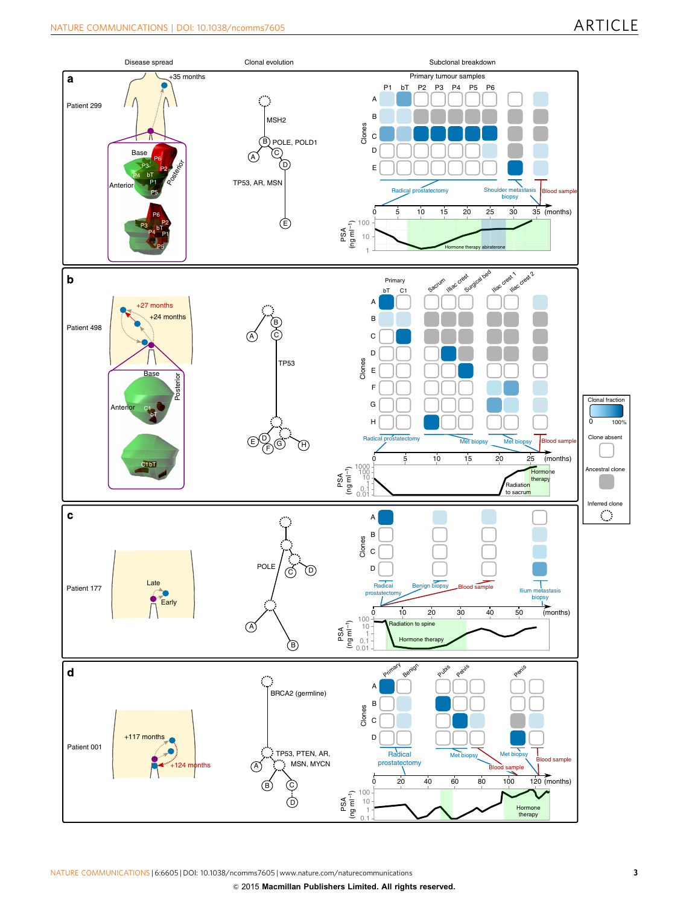**a**

Disease spread — Clonal evolution — Subclonal breakdown

Patient 299

+35 months

Base, Anterior, Posterior, P1, P2, P3, P4, P5, P6, bT

MSH2

POLE, POLD1

TP53, AR, MSN

Primary tumour samples: P1, bT, P2, P3, P4, P5, P6

Clones: A, B, C, D, E

Radical prostatectomy — Shoulder metastasis biopsy — Blood sample

0, 5, 10, 15, 20, 25, 30, 35 (months)

PSA (ng ml$^{-1}$): 1, 10, 100

Hormone therapy abiraterone

**b**

Patient 498

+27 months, +24 months

Base, Anterior, Posterior, C1, bT

TP53

Primary: bT, C1; Sacrum; Iliac crest; Surgical bed; Iliac crest 1; Iliac crest 2

Clones: A, B, C, D, E, F, G, H

Radical prostatectomy — Met biopsy — Met biopsy — Blood sample

0, 5, 10, 15, 20, 25 (months)

PSA (ng ml$^{-1}$): 0.01, 0.1, 1, 10, 100, 1000

Radiation to sacrum; Hormone therapy

Clonal fraction: 0 – 100%; Clone absent; Ancestral clone; Inferred clone

**c**

Patient 177

Late, Early

POLE

Clones: A, B, C, D

Radical prostatectomy — Benign biopsy — Blood sample — Ilium metastasis biopsy

0, 10, 20, 30, 40, 50 (months)

PSA (ng ml$^{-1}$): 0.01, 0.1, 1, 10, 100

Radiation to spine; Hormone therapy

**d**

Patient 001

+117 months, +124 months

BRCA2 (germline)

TP53, PTEN, AR, MSN, MYCN

Primary; Benign; Pubis; Pelvis; Penis

Clones: A, B, C, D

Radical prostatectomy — Met biopsy — Met biopsy — Blood sample — Blood sample

0, 20, 40, 60, 80, 100, 120 (months)

PSA (ng ml$^{-1}$): 0.1, 1, 10, 100

Hormone therapy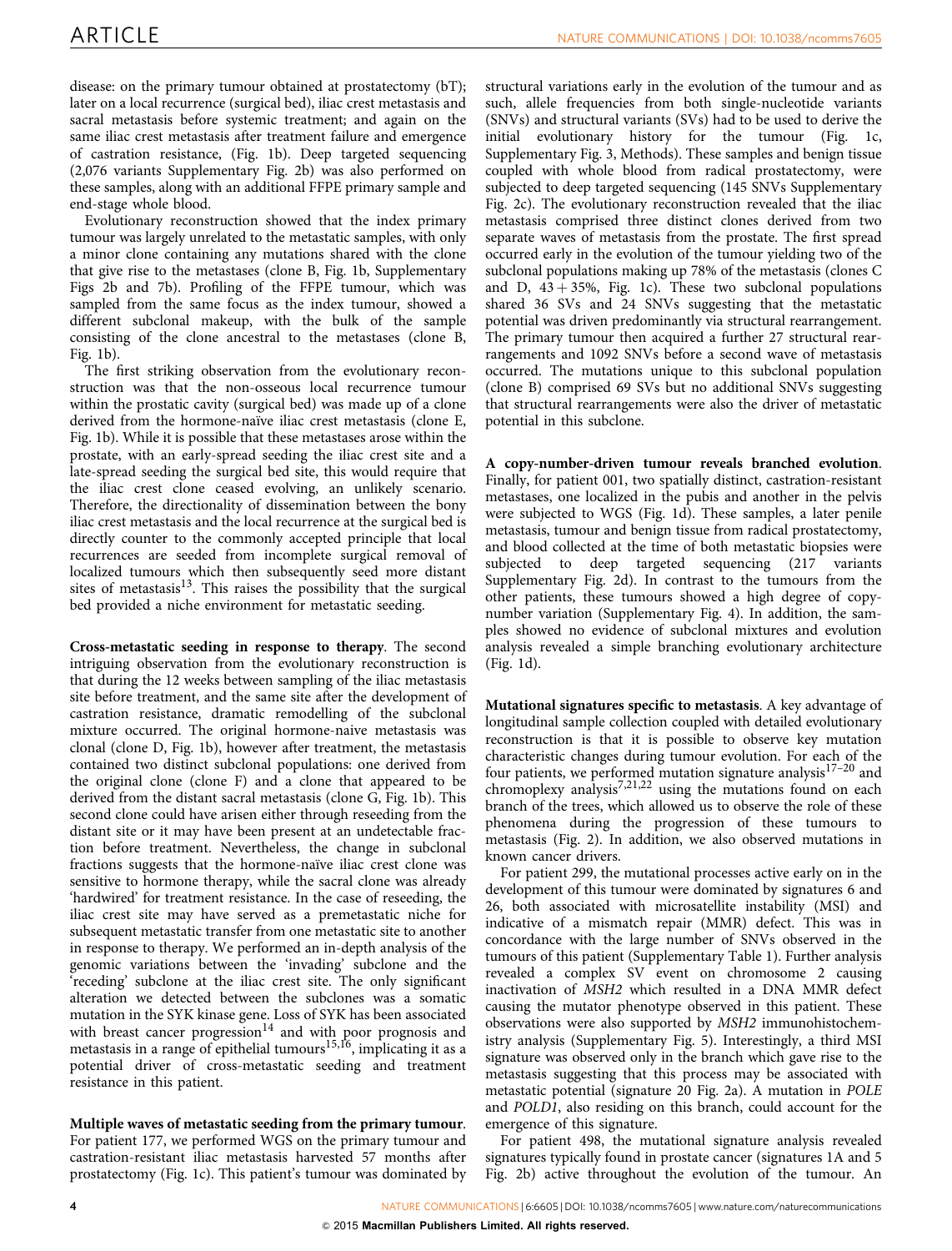disease: on the primary tumour obtained at prostatectomy (bT); later on a local recurrence (surgical bed), iliac crest metastasis and sacral metastasis before systemic treatment; and again on the same iliac crest metastasis after treatment failure and emergence of castration resistance, (Fig. 1b). Deep targeted sequencing (2,076 variants Supplementary Fig. 2b) was also performed on these samples, along with an additional FFPE primary sample and end-stage whole blood.

Evolutionary reconstruction showed that the index primary tumour was largely unrelated to the metastatic samples, with only a minor clone containing any mutations shared with the clone that give rise to the metastases (clone B, Fig. 1b, Supplementary Figs 2b and 7b). Profiling of the FFPE tumour, which was sampled from the same focus as the index tumour, showed a different subclonal makeup, with the bulk of the sample consisting of the clone ancestral to the metastases (clone B, Fig. 1b).

The first striking observation from the evolutionary reconstruction was that the non-osseous local recurrence tumour within the prostatic cavity (surgical bed) was made up of a clone derived from the hormone-naïve iliac crest metastasis (clone E, Fig. 1b). While it is possible that these metastases arose within the prostate, with an early-spread seeding the iliac crest site and a late-spread seeding the surgical bed site, this would require that the iliac crest clone ceased evolving, an unlikely scenario. Therefore, the directionality of dissemination between the bony iliac crest metastasis and the local recurrence at the surgical bed is directly counter to the commonly accepted principle that local recurrences are seeded from incomplete surgical removal of localized tumours which then subsequently seed more distant sites of metastasis[13]. This raises the possibility that the surgical bed provided a niche environment for metastatic seeding.

**Cross-metastatic seeding in response to therapy**. The second intriguing observation from the evolutionary reconstruction is that during the 12 weeks between sampling of the iliac metastasis site before treatment, and the same site after the development of castration resistance, dramatic remodelling of the subclonal mixture occurred. The original hormone-naive metastasis was clonal (clone D, Fig. 1b), however after treatment, the metastasis contained two distinct subclonal populations: one derived from the original clone (clone F) and a clone that appeared to be derived from the distant sacral metastasis (clone G, Fig. 1b). This second clone could have arisen either through reseeding from the distant site or it may have been present at an undetectable fraction before treatment. Nevertheless, the change in subclonal fractions suggests that the hormone-naïve iliac crest clone was sensitive to hormone therapy, while the sacral clone was already 'hardwired' for treatment resistance. In the case of reseeding, the iliac crest site may have served as a premetastatic niche for subsequent metastatic transfer from one metastatic site to another in response to therapy. We performed an in-depth analysis of the genomic variations between the 'invading' subclone and the 'receding' subclone at the iliac crest site. The only significant alteration we detected between the subclones was a somatic mutation in the SYK kinase gene. Loss of SYK has been associated with breast cancer progression[14] and with poor prognosis and metastasis in a range of epithelial tumours[15,16], implicating it as a potential driver of cross-metastatic seeding and treatment resistance in this patient.

**Multiple waves of metastatic seeding from the primary tumour**. For patient 177, we performed WGS on the primary tumour and castration-resistant iliac metastasis harvested 57 months after prostatectomy (Fig. 1c). This patient's tumour was dominated by structural variations early in the evolution of the tumour and as such, allele frequencies from both single-nucleotide variants (SNVs) and structural variants (SVs) had to be used to derive the initial evolutionary history for the tumour (Fig. 1c, Supplementary Fig. 3, Methods). These samples and benign tissue coupled with whole blood from radical prostatectomy, were subjected to deep targeted sequencing (145 SNVs Supplementary Fig. 2c). The evolutionary reconstruction revealed that the iliac metastasis comprised three distinct clones derived from two separate waves of metastasis from the prostate. The first spread occurred early in the evolution of the tumour yielding two of the subclonal populations making up 78% of the metastasis (clones C and D, 43 + 35%, Fig. 1c). These two subclonal populations shared 36 SVs and 24 SNVs suggesting that the metastatic potential was driven predominantly via structural rearrangement. The primary tumour then acquired a further 27 structural rearrangements and 1092 SNVs before a second wave of metastasis occurred. The mutations unique to this subclonal population (clone B) comprised 69 SVs but no additional SNVs suggesting that structural rearrangements were also the driver of metastatic potential in this subclone.

**A copy-number-driven tumour reveals branched evolution**. Finally, for patient 001, two spatially distinct, castration-resistant metastases, one localized in the pubis and another in the pelvis were subjected to WGS (Fig. 1d). These samples, a later penile metastasis, tumour and benign tissue from radical prostatectomy, and blood collected at the time of both metastatic biopsies were subjected to deep targeted sequencing (217 variants Supplementary Fig. 2d). In contrast to the tumours from the other patients, these tumours showed a high degree of copy-number variation (Supplementary Fig. 4). In addition, the samples showed no evidence of subclonal mixtures and evolution analysis revealed a simple branching evolutionary architecture (Fig. 1d).

**Mutational signatures specific to metastasis**. A key advantage of longitudinal sample collection coupled with detailed evolutionary reconstruction is that it is possible to observe key mutation characteristic changes during tumour evolution. For each of the four patients, we performed mutation signature analysis[17–20] and chromoplexy analysis[7,21,22] using the mutations found on each branch of the trees, which allowed us to observe the role of these phenomena during the progression of these tumours to metastasis (Fig. 2). In addition, we also observed mutations in known cancer drivers.

For patient 299, the mutational processes active early on in the development of this tumour were dominated by signatures 6 and 26, both associated with microsatellite instability (MSI) and indicative of a mismatch repair (MMR) defect. This was in concordance with the large number of SNVs observed in the tumours of this patient (Supplementary Table 1). Further analysis revealed a complex SV event on chromosome 2 causing inactivation of *MSH2* which resulted in a DNA MMR defect causing the mutator phenotype observed in this patient. These observations were also supported by *MSH2* immunohistochemistry analysis (Supplementary Fig. 5). Interestingly, a third MSI signature was observed only in the branch which gave rise to the metastasis suggesting that this process may be associated with metastatic potential (signature 20 Fig. 2a). A mutation in *POLE* and *POLD1*, also residing on this branch, could account for the emergence of this signature.

For patient 498, the mutational signature analysis revealed signatures typically found in prostate cancer (signatures 1A and 5 Fig. 2b) active throughout the evolution of the tumour. An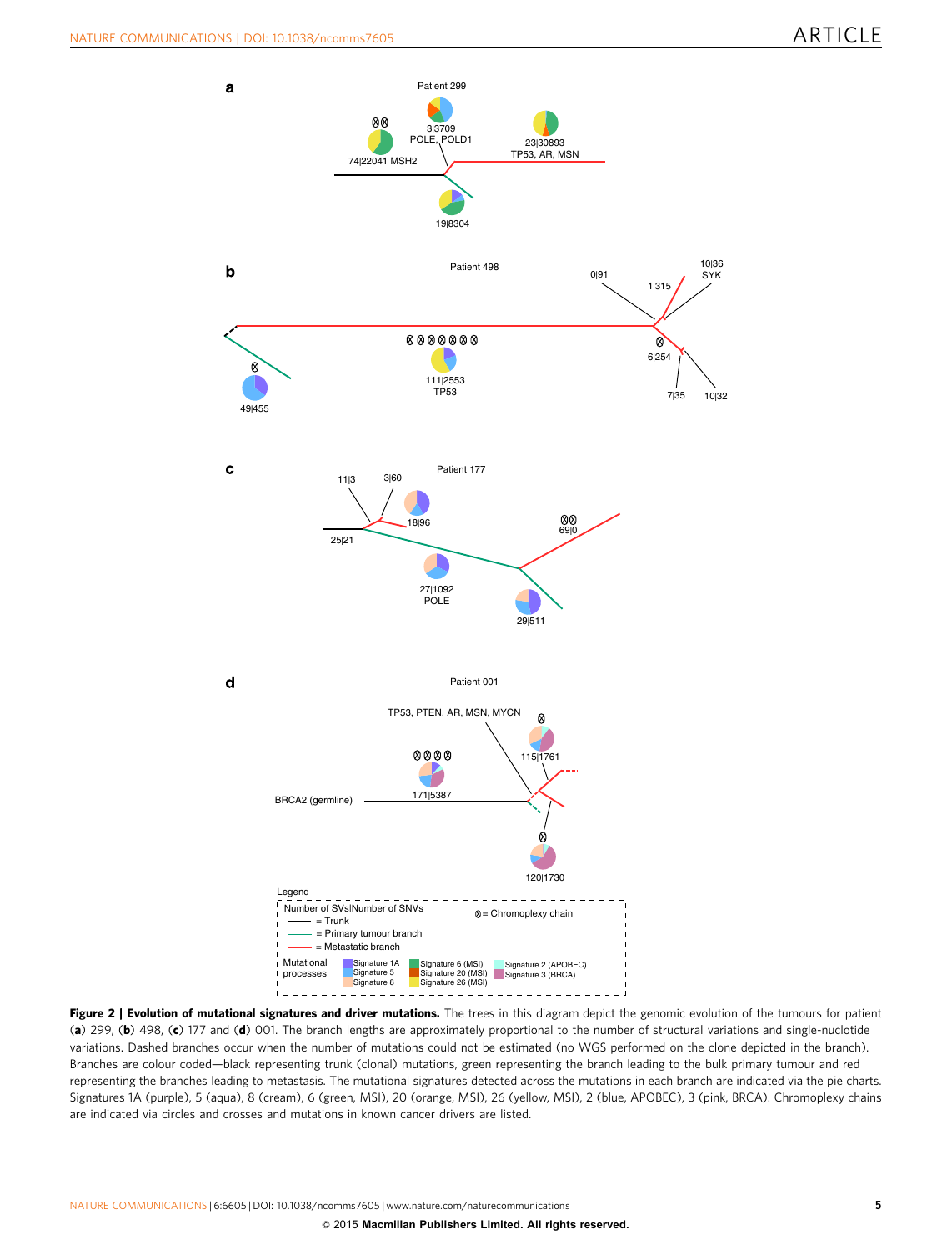**Figure 2 | Evolution of mutational signatures and driver mutations.** The trees in this diagram depict the genomic evolution of the tumours for patient (**a**) 299, (**b**) 498, (**c**) 177 and (**d**) 001. The branch lengths are approximately proportional to the number of structural variations and single-nucleotide variations. Dashed branches occur when the number of mutations could not be estimated (no WGS performed on the clone depicted in the branch). Branches are colour coded—black representing trunk (clonal) mutations, green representing the branch leading to the bulk primary tumour and red representing the branches leading to metastasis. The mutational signatures detected across the mutations in each branch are indicated via the pie charts. Signatures 1A (purple), 5 (aqua), 8 (cream), 6 (green, MSI), 20 (orange, MSI), 26 (yellow, MSI), 2 (blue, APOBEC), 3 (pink, BRCA). Chromoplexy chains are indicated via circles and crosses and mutations in known cancer drivers are listed.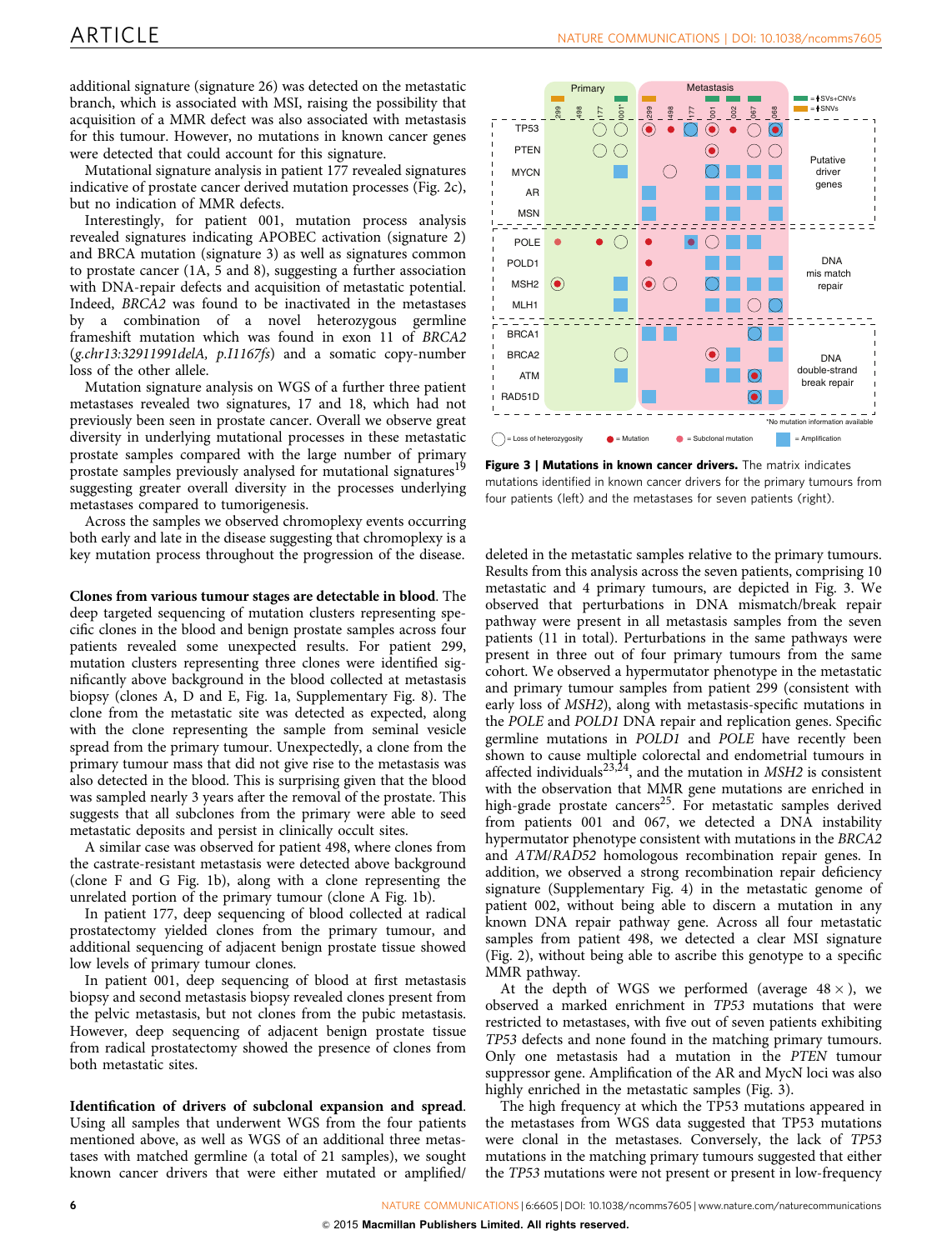additional signature (signature 26) was detected on the metastatic branch, which is associated with MSI, raising the possibility that acquisition of a MMR defect was also associated with metastasis for this tumour. However, no mutations in known cancer genes were detected that could account for this signature.

Mutational signature analysis in patient 177 revealed signatures indicative of prostate cancer derived mutation processes (Fig. 2c), but no indication of MMR defects.

Interestingly, for patient 001, mutation process analysis revealed signatures indicating APOBEC activation (signature 2) and BRCA mutation (signature 3) as well as signatures common to prostate cancer (1A, 5 and 8), suggesting a further association with DNA-repair defects and acquisition of metastatic potential. Indeed, *BRCA2* was found to be inactivated in the metastases by a combination of a novel heterozygous germline frameshift mutation which was found in exon 11 of *BRCA2* (*g.chr13:32911991delA, p.I1167fs*) and a somatic copy-number loss of the other allele.

Mutation signature analysis on WGS of a further three patient metastases revealed two signatures, 17 and 18, which had not previously been seen in prostate cancer. Overall we observe great diversity in underlying mutational processes in these metastatic prostate samples compared with the large number of primary prostate samples previously analysed for mutational signatures[19] suggesting greater overall diversity in the processes underlying metastases compared to tumorigenesis.

Across the samples we observed chromoplexy events occurring both early and late in the disease suggesting that chromoplexy is a key mutation process throughout the progression of the disease.

**Clones from various tumour stages are detectable in blood**. The deep targeted sequencing of mutation clusters representing specific clones in the blood and benign prostate samples across four patients revealed some unexpected results. For patient 299, mutation clusters representing three clones were identified significantly above background in the blood collected at metastasis biopsy (clones A, D and E, Fig. 1a, Supplementary Fig. 8). The clone from the metastatic site was detected as expected, along with the clone representing the sample from seminal vesicle spread from the primary tumour. Unexpectedly, a clone from the primary tumour mass that did not give rise to the metastasis was also detected in the blood. This is surprising given that the blood was sampled nearly 3 years after the removal of the prostate. This suggests that all subclones from the primary were able to seed metastatic deposits and persist in clinically occult sites.

A similar case was observed for patient 498, where clones from the castrate-resistant metastasis were detected above background (clone F and G Fig. 1b), along with a clone representing the unrelated portion of the primary tumour (clone A Fig. 1b).

In patient 177, deep sequencing of blood collected at radical prostatectomy yielded clones from the primary tumour, and additional sequencing of adjacent benign prostate tissue showed low levels of primary tumour clones.

In patient 001, deep sequencing of blood at first metastasis biopsy and second metastasis biopsy revealed clones present from the pelvic metastasis, but not clones from the pubic metastasis. However, deep sequencing of adjacent benign prostate tissue from radical prostatectomy showed the presence of clones from both metastatic sites.

**Identification of drivers of subclonal expansion and spread**. Using all samples that underwent WGS from the four patients mentioned above, as well as WGS of an additional three metastases with matched germline (a total of 21 samples), we sought known cancer drivers that were either mutated or amplified/deleted in the metastatic samples relative to the primary tumours. Results from this analysis across the seven patients, comprising 10 metastatic and 4 primary tumours, are depicted in Fig. 3. We observed that perturbations in DNA mismatch/break repair pathway were present in all metastasis samples from the seven patients (11 in total). Perturbations in the same pathways were present in three out of four primary tumours from the same cohort. We observed a hypermutator phenotype in the metastatic and primary tumour samples from patient 299 (consistent with early loss of *MSH2*), along with metastasis-specific mutations in the *POLE* and *POLD1* DNA repair and replication genes. Specific germline mutations in *POLD1* and *POLE* have recently been shown to cause multiple colorectal and endometrial tumours in affected individuals[23,24], and the mutation in *MSH2* is consistent with the observation that MMR gene mutations are enriched in high-grade prostate cancers[25]. For metastatic samples derived from patients 001 and 067, we detected a DNA instability hypermutator phenotype consistent with mutations in the *BRCA2* and *ATM/RAD52* homologous recombination repair genes. In addition, we observed a strong recombination repair deficiency signature (Supplementary Fig. 4) in the metastatic genome of patient 002, without being able to discern a mutation in any known DNA repair pathway gene. Across all four metastatic samples from patient 498, we detected a clear MSI signature (Fig. 2), without being able to ascribe this genotype to a specific MMR pathway.

At the depth of WGS we performed (average 48 ×), we observed a marked enrichment in *TP53* mutations that were restricted to metastases, with five out of seven patients exhibiting *TP53* defects and none found in the matching primary tumours. Only one metastasis had a mutation in the *PTEN* tumour suppressor gene. Amplification of the AR and MycN loci was also highly enriched in the metastatic samples (Fig. 3).

The high frequency at which the TP53 mutations appeared in the metastases from WGS data suggested that TP53 mutations were clonal in the metastases. Conversely, the lack of *TP53* mutations in the matching primary tumours suggested that either the *TP53* mutations were not present or present in low-frequency

**Figure 3 | Mutations in known cancer drivers.** The matrix indicates mutations identified in known cancer drivers for the primary tumours from four patients (left) and the metastases for seven patients (right).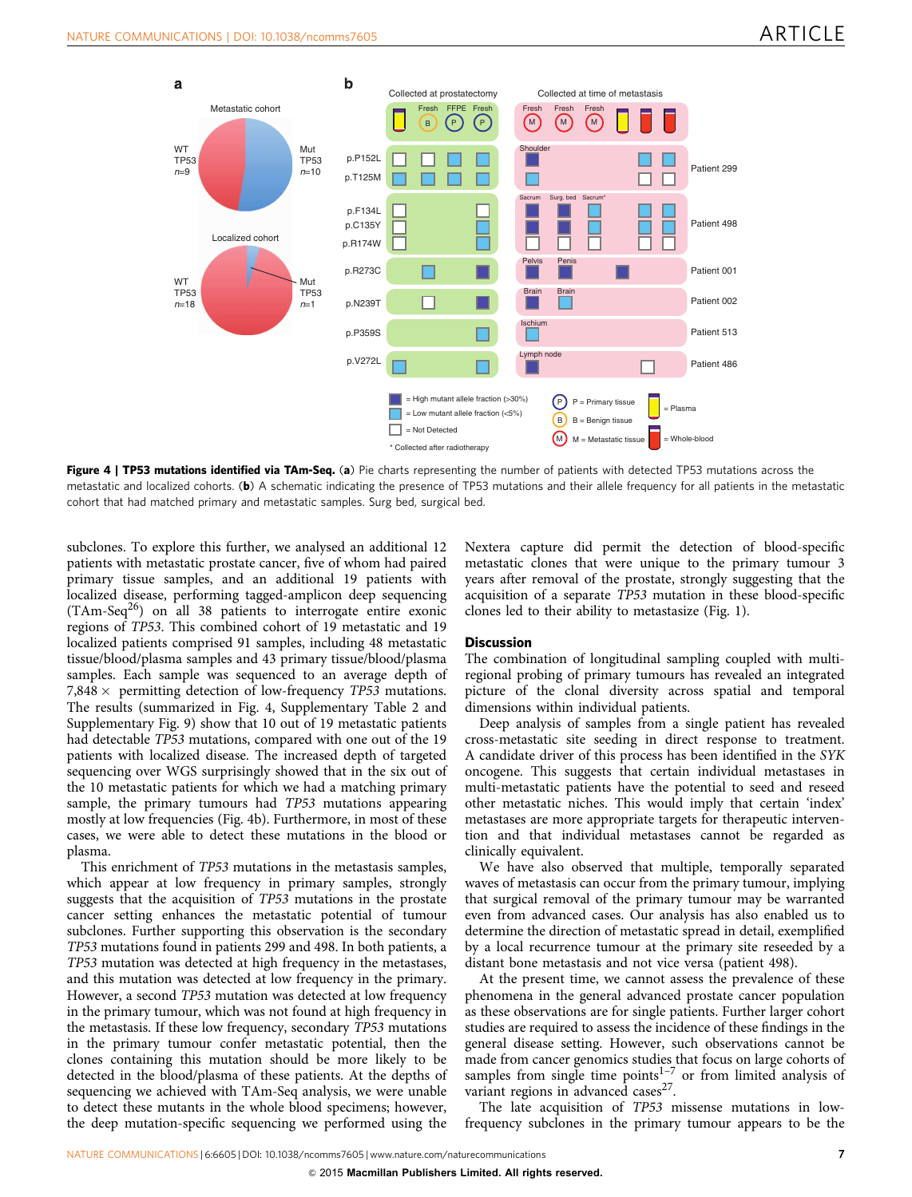**Figure 4 | TP53 mutations identified via TAm-Seq.** (**a**) Pie charts representing the number of patients with detected TP53 mutations across the metastatic and localized cohorts. (**b**) A schematic indicating the presence of TP53 mutations and their allele frequency for all patients in the metastatic cohort that had matched primary and metastatic samples. Surg bed, surgical bed.

subclones. To explore this further, we analysed an additional 12 patients with metastatic prostate cancer, five of whom had paired primary tissue samples, and an additional 19 patients with localized disease, performing tagged-amplicon deep sequencing (TAm-Seq[26]) on all 38 patients to interrogate entire exonic regions of *TP53*. This combined cohort of 19 metastatic and 19 localized patients comprised 91 samples, including 48 metastatic tissue/blood/plasma samples and 43 primary tissue/blood/plasma samples. Each sample was sequenced to an average depth of 7,848 × permitting detection of low-frequency *TP53* mutations. The results (summarized in Fig. 4, Supplementary Table 2 and Supplementary Fig. 9) show that 10 out of 19 metastatic patients had detectable *TP53* mutations, compared with one out of the 19 patients with localized disease. The increased depth of targeted sequencing over WGS surprisingly showed that in the six out of the 10 metastatic patients for which we had a matching primary sample, the primary tumours had *TP53* mutations appearing mostly at low frequencies (Fig. 4b). Furthermore, in most of these cases, we were able to detect these mutations in the blood or plasma.

This enrichment of *TP53* mutations in the metastasis samples, which appear at low frequency in primary samples, strongly suggests that the acquisition of *TP53* mutations in the prostate cancer setting enhances the metastatic potential of tumour subclones. Further supporting this observation is the secondary *TP53* mutations found in patients 299 and 498. In both patients, a *TP53* mutation was detected at high frequency in the metastases, and this mutation was detected at low frequency in the primary. However, a second *TP53* mutation was detected at low frequency in the primary tumour, which was not found at high frequency in the metastasis. If these low frequency, secondary *TP53* mutations in the primary tumour confer metastatic potential, then the clones containing this mutation should be more likely to be detected in the blood/plasma of these patients. At the depths of sequencing we achieved with TAm-Seq analysis, we were unable to detect these mutants in the whole blood specimens; however, the deep mutation-specific sequencing we performed using the Nextera capture did permit the detection of blood-specific metastatic clones that were unique to the primary tumour 3 years after removal of the prostate, strongly suggesting that the acquisition of a separate *TP53* mutation in these blood-specific clones led to their ability to metastasize (Fig. 1).

## Discussion

The combination of longitudinal sampling coupled with multi-regional probing of primary tumours has revealed an integrated picture of the clonal diversity across spatial and temporal dimensions within individual patients.

Deep analysis of samples from a single patient has revealed cross-metastatic site seeding in direct response to treatment. A candidate driver of this process has been identified in the *SYK* oncogene. This suggests that certain individual metastases in multi-metastatic patients have the potential to seed and reseed other metastatic niches. This would imply that certain 'index' metastases are more appropriate targets for therapeutic intervention and that individual metastases cannot be regarded as clinically equivalent.

We have also observed that multiple, temporally separated waves of metastasis can occur from the primary tumour, implying that surgical removal of the primary tumour may be warranted even from advanced cases. Our analysis has also enabled us to determine the direction of metastatic spread in detail, exemplified by a local recurrence tumour at the primary site reseeded by a distant bone metastasis and not vice versa (patient 498).

At the present time, we cannot assess the prevalence of these phenomena in the general advanced prostate cancer population as these observations are for single patients. Further larger cohort studies are required to assess the incidence of these findings in the general disease setting. However, such observations cannot be made from cancer genomics studies that focus on large cohorts of samples from single time points[1–7] or from limited analysis of variant regions in advanced cases[27].

The late acquisition of *TP53* missense mutations in low-frequency subclones in the primary tumour appears to be the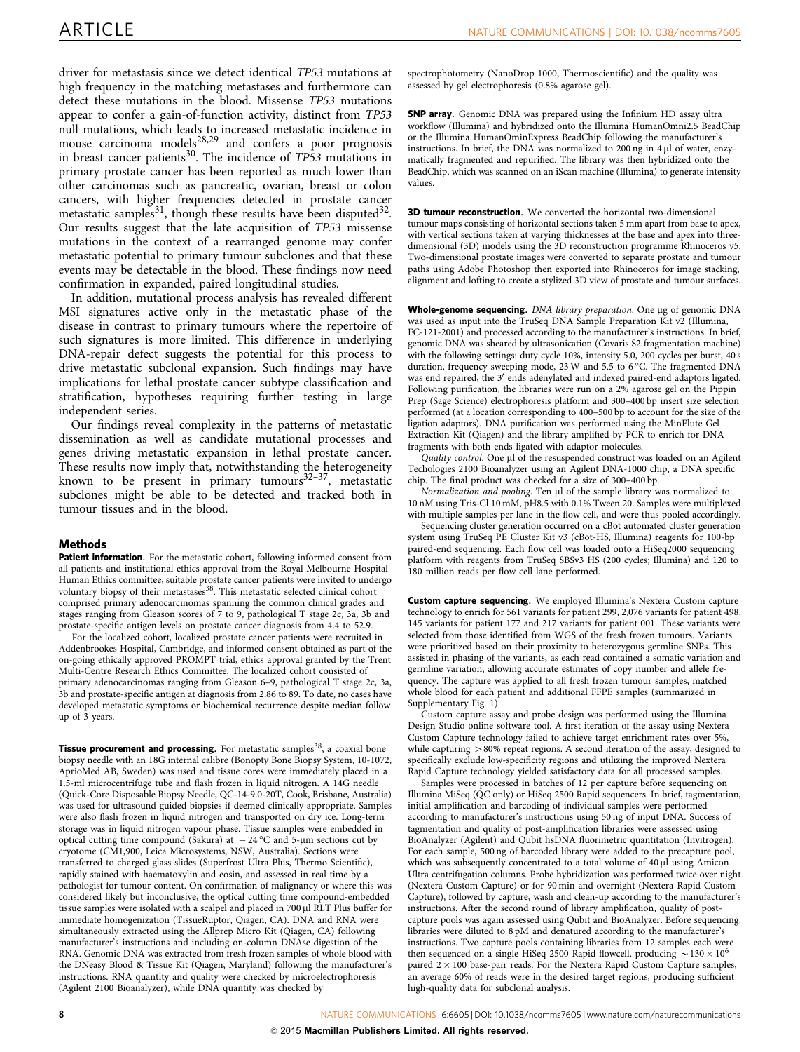driver for metastasis since we detect identical *TP53* mutations at high frequency in the matching metastases and furthermore can detect these mutations in the blood. Missense *TP53* mutations appear to confer a gain-of-function activity, distinct from *TP53* null mutations, which leads to increased metastatic incidence in mouse carcinoma models[28,29] and confers a poor prognosis in breast cancer patients[30]. The incidence of *TP53* mutations in primary prostate cancer has been reported as much lower than other carcinomas such as pancreatic, ovarian, breast or colon cancers, with higher frequencies detected in prostate cancer metastatic samples[31], though these results have been disputed[32]. Our results suggest that the late acquisition of *TP53* missense mutations in the context of a rearranged genome may confer metastatic potential to primary tumour subclones and that these events may be detectable in the blood. These findings now need confirmation in expanded, paired longitudinal studies.

In addition, mutational process analysis has revealed different MSI signatures active only in the metastatic phase of the disease in contrast to primary tumours where the repertoire of such signatures is more limited. This difference in underlying DNA-repair defect suggests the potential for this process to drive metastatic subclonal expansion. Such findings may have implications for lethal prostate cancer subtype classification and stratification, hypotheses requiring further testing in large independent series.

Our findings reveal complexity in the patterns of metastatic dissemination as well as candidate mutational processes and genes driving metastatic expansion in lethal prostate cancer. These results now imply that, notwithstanding the heterogeneity known to be present in primary tumours[32–37], metastatic subclones might be able to be detected and tracked both in tumour tissues and in the blood.

## Methods

**Patient information.** For the metastatic cohort, following informed consent from all patients and institutional ethics approval from the Royal Melbourne Hospital Human Ethics committee, suitable prostate cancer patients were invited to undergo voluntary biopsy of their metastases[38]. This metastatic selected clinical cohort comprised primary adenocarcinomas spanning the common clinical grades and stages ranging from Gleason scores of 7 to 9, pathological T stage 2c, 3a, 3b and prostate-specific antigen levels on prostate cancer diagnosis from 4.4 to 52.9.

For the localized cohort, localized prostate cancer patients were recruited in Addenbrookes Hospital, Cambridge, and informed consent obtained as part of the on-going ethically approved PROMPT trial, ethics approval granted by the Trent Multi-Centre Research Ethics Committee. The localized cohort consisted of primary adenocarcinomas ranging from Gleason 6–9, pathological T stage 2c, 3a, 3b and prostate-specific antigen at diagnosis from 2.86 to 89. To date, no cases have developed metastatic symptoms or biochemical recurrence despite median follow up of 3 years.

**Tissue procurement and processing.** For metastatic samples[38], a coaxial bone biopsy needle with an 18G internal calibre (Bonopty Bone Biopsy System, 10-1072, AprioMed AB, Sweden) was used and tissue cores were immediately placed in a 1.5-ml microcentrifuge tube and flash frozen in liquid nitrogen. A 14G needle (Quick-Core Disposable Biopsy Needle, QC-14-9.0-20T, Cook, Brisbane, Australia) was used for ultrasound guided biopsies if deemed clinically appropriate. Samples were also flash frozen in liquid nitrogen and transported on dry ice. Long-term storage was in liquid nitrogen vapour phase. Tissue samples were embedded in optical cutting time compound (Sakura) at −24 °C and 5-μm sections cut by cryotome (CM1,900, Leica Microsystems, NSW, Australia). Sections were transferred to charged glass slides (Superfrost Ultra Plus, Thermo Scientific), rapidly stained with haematoxylin and eosin, and assessed in real time by a pathologist for tumour content. On confirmation of malignancy or where this was considered likely but inconclusive, the optical cutting time compound-embedded tissue samples were isolated with a scalpel and placed in 700 μl RLT Plus buffer for immediate homogenization (TissueRuptor, Qiagen, CA). DNA and RNA were simultaneously extracted using the Allprep Micro Kit (Qiagen, CA) following manufacturer's instructions and including on-column DNAse digestion of the RNA. Genomic DNA was extracted from fresh frozen samples of whole blood with the DNeasy Blood & Tissue Kit (Qiagen, Maryland) following the manufacturer's instructions. RNA quantity and quality were checked by microelectrophoresis (Agilent 2100 Bioanalyzer), while DNA quantity was checked by spectrophotometry (NanoDrop 1000, Thermoscientific) and the quality was assessed by gel electrophoresis (0.8% agarose gel).

**SNP array.** Genomic DNA was prepared using the Infinium HD assay ultra workflow (Illumina) and hybridized onto the Illumina HumanOmni2.5 BeadChip or the Illumina HumanOminExpress BeadChip following the manufacturer's instructions. In brief, the DNA was normalized to 200 ng in 4 μl of water, enzymatically fragmented and repurified. The library was then hybridized onto the BeadChip, which was scanned on an iScan machine (Illumina) to generate intensity values.

**3D tumour reconstruction.** We converted the horizontal two-dimensional tumour maps consisting of horizontal sections taken 5 mm apart from base to apex, with vertical sections taken at varying thicknesses at the base and apex into three-dimensional (3D) models using the 3D reconstruction programme Rhinoceros v5. Two-dimensional prostate images were converted to separate prostate and tumour paths using Adobe Photoshop then exported into Rhinoceros for image stacking, alignment and lofting to create a stylized 3D view of prostate and tumour surfaces.

**Whole-genome sequencing.** *DNA library preparation.* One μg of genomic DNA was used as input into the TruSeq DNA Sample Preparation Kit v2 (Illumina, FC-121-2001) and processed according to the manufacturer's instructions. In brief, genomic DNA was sheared by ultrasonication (Covaris S2 fragmentation machine) with the following settings: duty cycle 10%, intensity 5.0, 200 cycles per burst, 40 s duration, frequency sweeping mode, 23 W and 5.5 to 6 °C. The fragmented DNA was end repaired, the 3′ ends adenylated and indexed paired-end adaptors ligated. Following purification, the libraries were run on a 2% agarose gel on the Pippin Prep (Sage Science) electrophoresis platform and 300–400 bp insert size selection performed (at a location corresponding to 400–500 bp to account for the size of the ligation adaptors). DNA purification was performed using the MinElute Gel Extraction Kit (Qiagen) and the library amplified by PCR to enrich for DNA fragments with both ends ligated with adaptor molecules.

*Quality control.* One μl of the resuspended construct was loaded on an Agilent Techologies 2100 Bioanalyzer using an Agilent DNA-1000 chip, a DNA specific chip. The final product was checked for a size of 300–400 bp.

*Normalization and pooling.* Ten μl of the sample library was normalized to 10 nM using Tris-Cl 10 mM, pH8.5 with 0.1% Tween 20. Samples were multiplexed with multiple samples per lane in the flow cell, and were thus pooled accordingly.

Sequencing cluster generation occurred on a cBot automated cluster generation system using TruSeq PE Cluster Kit v3 (cBot-HS, Illumina) reagents for 100-bp paired-end sequencing. Each flow cell was loaded onto a HiSeq2000 sequencing platform with reagents from TruSeq SBSv3 HS (200 cycles; Illumina) and 120 to 180 million reads per flow cell lane performed.

**Custom capture sequencing.** We employed Illumina's Nextera Custom capture technology to enrich for 561 variants for patient 299, 2,076 variants for patient 498, 145 variants for patient 177 and 217 variants for patient 001. These variants were selected from those identified from WGS of the fresh frozen tumours. Variants were prioritized based on their proximity to heterozygous germline SNPs. This assisted in phasing of the variants, as each read contained a somatic variation and germline variation, allowing accurate estimates of copy number and allele frequency. The capture was applied to all fresh frozen tumour samples, matched whole blood for each patient and additional FFPE samples (summarized in Supplementary Fig. 1).

Custom capture assay and probe design was performed using the Illumina Design Studio online software tool. A first iteration of the assay using Nextera Custom Capture technology failed to achieve target enrichment rates over 5%, while capturing >80% repeat regions. A second iteration of the assay, designed to specifically exclude low-specificity regions and utilizing the improved Nextera Rapid Capture technology yielded satisfactory data for all processed samples.

Samples were processed in batches of 12 per capture before sequencing on Illumina MiSeq (QC only) or HiSeq 2500 Rapid sequencers. In brief, tagmentation, initial amplification and barcoding of individual samples were performed according to manufacturer's instructions using 50 ng of input DNA. Success of tagmentation and quality of post-amplification libraries were assessed using BioAnalyzer (Agilent) and Qubit hsDNA fluorimetric quantitation (Invitrogen). For each sample, 500 ng of barcoded library were added to the precapture pool, which was subsequently concentrated to a total volume of 40 μl using Amicon Ultra centrifugation columns. Probe hybridization was performed twice over night (Nextera Custom Capture) or for 90 min and overnight (Nextera Rapid Custom Capture), followed by capture, wash and clean-up according to the manufacturer's instructions. After the second round of library amplification, quality of post-capture pools was again assessed using Qubit and BioAnalyzer. Before sequencing, libraries were diluted to 8 pM and denatured according to the manufacturer's instructions. Two capture pools containing libraries from 12 samples each were then sequenced on a single HiSeq 2500 Rapid flowcell, producing $\sim 130 \times 10^6$ paired $2 \times 100$ base-pair reads. For the Nextera Rapid Custom Capture samples, an average 60% of reads were in the desired target regions, producing sufficient high-quality data for subclonal analysis.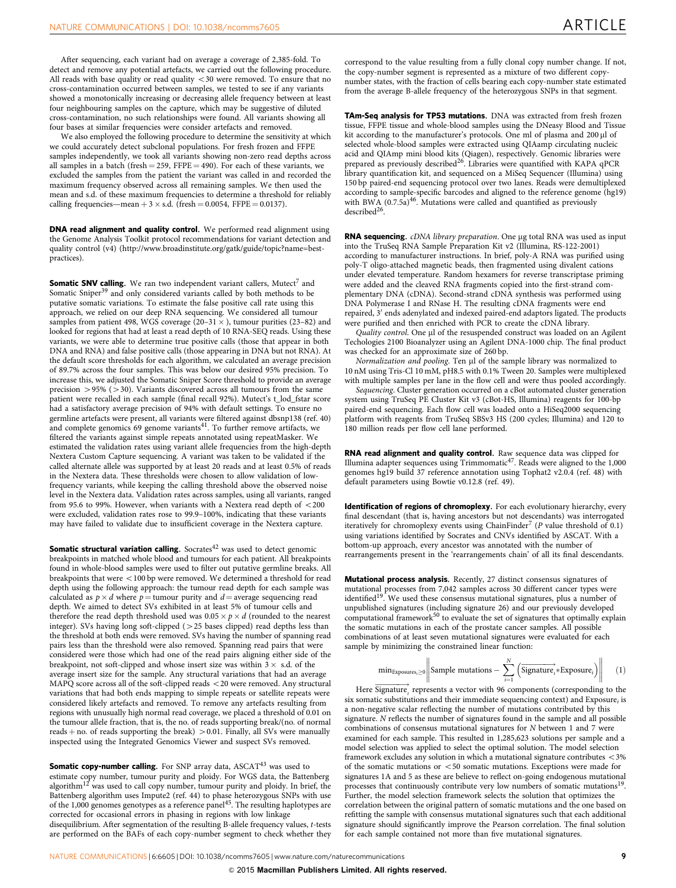After sequencing, each variant had on average a coverage of 2,385-fold. To detect and remove any potential artefacts, we carried out the following procedure. All reads with base quality or read quality <30 were removed. To ensure that no cross-contamination occurred between samples, we tested to see if any variants showed a monotonically increasing or decreasing allele frequency between at least four neighbouring samples on the capture, which may be suggestive of diluted cross-contamination, no such relationships were found. All variants showing all four bases at similar frequencies were consider artefacts and removed.

We also employed the following procedure to determine the sensitivity at which we could accurately detect subclonal populations. For fresh frozen and FFPE samples independently, we took all variants showing non-zero read depths across all samples in a batch (fresh = 259, FFPE = 490). For each of these variants, we excluded the samples from the patient the variant was called in and recorded the maximum frequency observed across all remaining samples. We then used the mean and s.d. of these maximum frequencies to determine a threshold for reliably calling frequencies—mean + 3 × s.d. (fresh = 0.0054, FFPE = 0.0137).

**DNA read alignment and quality control.** We performed read alignment using the Genome Analysis Toolkit protocol recommendations for variant detection and quality control (v4) (http://www.broadinstitute.org/gatk/guide/topic?name=best-practices).

**Somatic SNV calling.** We ran two independent variant callers, Mutect[7] and Somatic Sniper[39] and only considered variants called by both methods to be putative somatic variations. To estimate the false positive call rate using this approach, we relied on our deep RNA sequencing. We considered all tumour samples from patient 498, WGS coverage (20–31 ×), tumour purities (23–82) and looked for regions that had at least a read depth of 10 RNA-SEQ reads. Using these variants, we were able to determine true positive calls (those that appear in both DNA and RNA) and false positive calls (those appearing in DNA but not RNA). At the default score thresholds for each algorithm, we calculated an average precision of 89.7% across the four samples. This was below our desired 95% precision. To increase this, we adjusted the Somatic Sniper Score threshold to provide an average precision >95% (>30). Variants discovered across all tumours from the same patient were recalled in each sample (final recall 92%). Mutect's t_lod_fstar score had a satisfactory average precision of 94% with default settings. To ensure no germline artefacts were present, all variants were filtered against dbsnp138 (ref. 40) and complete genomics 69 genome variants[41]. To further remove artifacts, we filtered the variants against simple repeats annotated using repeatMasker. We estimated the validation rates using variant allele frequencies from the high-depth Nextera Custom Capture sequencing. A variant was taken to be validated if the called alternate allele was supported by at least 20 reads and at least 0.5% of reads in the Nextera data. These thresholds were chosen to allow validation of low-frequency variants, while keeping the calling threshold above the observed noise level in the Nextera data. Validation rates across samples, using all variants, ranged from 95.6 to 99%. However, when variants with a Nextera read depth of <200 were excluded, validation rates rose to 99.9–100%, indicating that these variants may have failed to validate due to insufficient coverage in the Nextera capture.

**Somatic structural variation calling.** Socrates[42] was used to detect genomic breakpoints in matched whole blood and tumours for each patient. All breakpoints found in whole-blood samples were used to filter out putative germline breaks. All breakpoints that were <100 bp were removed. We determined a threshold for read depth using the following approach: the tumour read depth for each sample was calculated as $p \times d$ where $p$ = tumour purity and $d$ = average sequencing read depth. We aimed to detect SVs exhibited in at least 5% of tumour cells and therefore the read depth threshold used was $0.05 \times p \times d$ (rounded to the nearest integer). SVs having long soft-clipped (>25 bases clipped) read depths less than the threshold at both ends were removed. SVs having the number of spanning read pairs less than the threshold were also removed. Spanning read pairs that were considered were those which had one of the read pairs aligning either side of the breakpoint, not soft-clipped and whose insert size was within 3 × s.d. of the average insert size for the sample. Any structural variations that had an average MAPQ score across all of the soft-clipped reads <20 were removed. Any structural variations that had both ends mapping to simple repeats or satellite repeats were considered likely artefacts and removed. To remove any artefacts resulting from regions with unusually high normal read coverage, we placed a threshold of 0.01 on the tumour allele fraction, that is, the no. of reads supporting break/(no. of normal reads + no. of reads supporting the break) >0.01. Finally, all SVs were manually inspected using the Integrated Genomics Viewer and suspect SVs removed.

**Somatic copy-number calling.** For SNP array data, ASCAT[43] was used to estimate copy number, tumour purity and ploidy. For WGS data, the Battenberg algorithm[12] was used to call copy number, tumour purity and ploidy. In brief, the Battenberg algorithm uses Impute2 (ref. 44) to phase heterozygous SNPs with use of the 1,000 genomes genotypes as a reference panel[45]. The resulting haplotypes are corrected for occasional errors in phasing in regions with low linkage disequilibrium. After segmentation of the resulting B-allele frequency values, *t*-tests are performed on the BAFs of each copy-number segment to check whether they correspond to the value resulting from a fully clonal copy number change. If not, the copy-number segment is represented as a mixture of two different copy-number states, with the fraction of cells bearing each copy-number state estimated from the average B-allele frequency of the heterozygous SNPs in that segment.

**TAm-Seq analysis for TP53 mutations.** DNA was extracted from fresh frozen tissue, FFPE tissue and whole-blood samples using the DNeasy Blood and Tissue kit according to the manufacturer's protocols. One ml of plasma and 200 µl of selected whole-blood samples were extracted using QIAamp circulating nucleic acid and QIAmp mini blood kits (Qiagen), respectively. Genomic libraries were prepared as previously described[26]. Libraries were quantified with KAPA qPCR library quantification kit, and sequenced on a MiSeq Sequencer (Illumina) using 150 bp paired-end sequencing protocol over two lanes. Reads were demultiplexed according to sample-specific barcodes and aligned to the reference genome (hg19) with BWA (0.7.5a)[46]. Mutations were called and quantified as previously described[26].

**RNA sequencing.** *cDNA library preparation*. One µg total RNA was used as input into the TruSeq RNA Sample Preparation Kit v2 (Illumina, RS-122-2001) according to manufacturer instructions. In brief, poly-A RNA was purified using poly-T oligo-attached magnetic beads, then fragmented using divalent cations under elevated temperature. Random hexamers for reverse transcriptase priming were added and the cleaved RNA fragments copied into the first-strand complementary DNA (cDNA). Second-strand cDNA synthesis was performed using DNA Polymerase I and RNase H. The resulting cDNA fragments were end repaired, 3′ ends adenylated and indexed paired-end adaptors ligated. The products were purified and then enriched with PCR to create the cDNA library.

*Quality control*. One µl of the resuspended construct was loaded on an Agilent Techologies 2100 Bioanalyzer using an Agilent DNA-1000 chip. The final product was checked for an approximate size of 260 bp.

*Normalization and pooling*. Ten µl of the sample library was normalized to 10 nM using Tris-Cl 10 mM, pH8.5 with 0.1% Tween 20. Samples were multiplexed with multiple samples per lane in the flow cell and were thus pooled accordingly.

*Sequencing*. Cluster generation occurred on a cBot automated cluster generation system using TruSeq PE Cluster Kit v3 (cBot-HS, Illumina) reagents for 100-bp paired-end sequencing. Each flow cell was loaded onto a HiSeq2000 sequencing platform with reagents from TruSeq SBSv3 HS (200 cycles; Illumina) and 120 to 180 million reads per flow cell lane performed.

**RNA read alignment and quality control.** Raw sequence data was clipped for Illumina adapter sequences using Trimmomatic[47]. Reads were aligned to the 1,000 genomes hg19 build 37 reference annotation using Tophat2 v2.0.4 (ref. 48) with default parameters using Bowtie v0.12.8 (ref. 49).

**Identification of regions of chromoplexy.** For each evolutionary hierarchy, every final descendant (that is, having ancestors but not descendants) was interrogated iteratively for chromoplexy events using ChainFinder[7] (*P* value threshold of 0.1) using variations identified by Socrates and CNVs identified by ASCAT. With a bottom-up approach, every ancestor was annotated with the number of rearrangements present in the 'rearrangements chain' of all its final descendants.

**Mutational process analysis.** Recently, 27 distinct consensus signatures of mutational processes from 7,042 samples across 30 different cancer types were identified[19]. We used these consensus mutational signatures, plus a number of unpublished signatures (including signature 26) and our previously developed computational framework[50] to evaluate the set of signatures that optimally explain the somatic mutations in each of the prostate cancer samples. All possible combinations of at least seven mutational signatures were evaluated for each sample by minimizing the constrained linear function:

$$\min_{\text{Exposures}_i \geq 0} \left\| \overrightarrow{\text{Sample mutations}} - \sum_{i=1}^{N} \left( \overrightarrow{\text{Signature}_i} * \text{Exposure}_i \right) \right\| \quad (1)$$

Here $\overrightarrow{\text{Signature}_i}$ represents a vector with 96 components (corresponding to the six somatic substitutions and their immediate sequencing context) and $\text{Exposure}_i$ is a non-negative scalar reflecting the number of mutations contributed by this signature. $N$ reflects the number of signatures found in the sample and all possible combinations of consensus mutational signatures for $N$ between 1 and 7 were examined for each sample. This resulted in 1,285,623 solutions per sample and a model selection was applied to select the optimal solution. The model selection framework excludes any solution in which a mutational signature contributes <3% of the somatic mutations or <50 somatic mutations. Exceptions were made for signatures 1A and 5 as these are believe to reflect on-going endogenous mutational processes that continuously contribute very low numbers of somatic mutations[19]. Further, the model selection framework selects the solution that optimizes the correlation between the original pattern of somatic mutations and the one based on refitting the sample with consensus mutational signatures such that each additional signature should significantly improve the Pearson correlation. The final solution for each sample contained not more than five mutational signatures.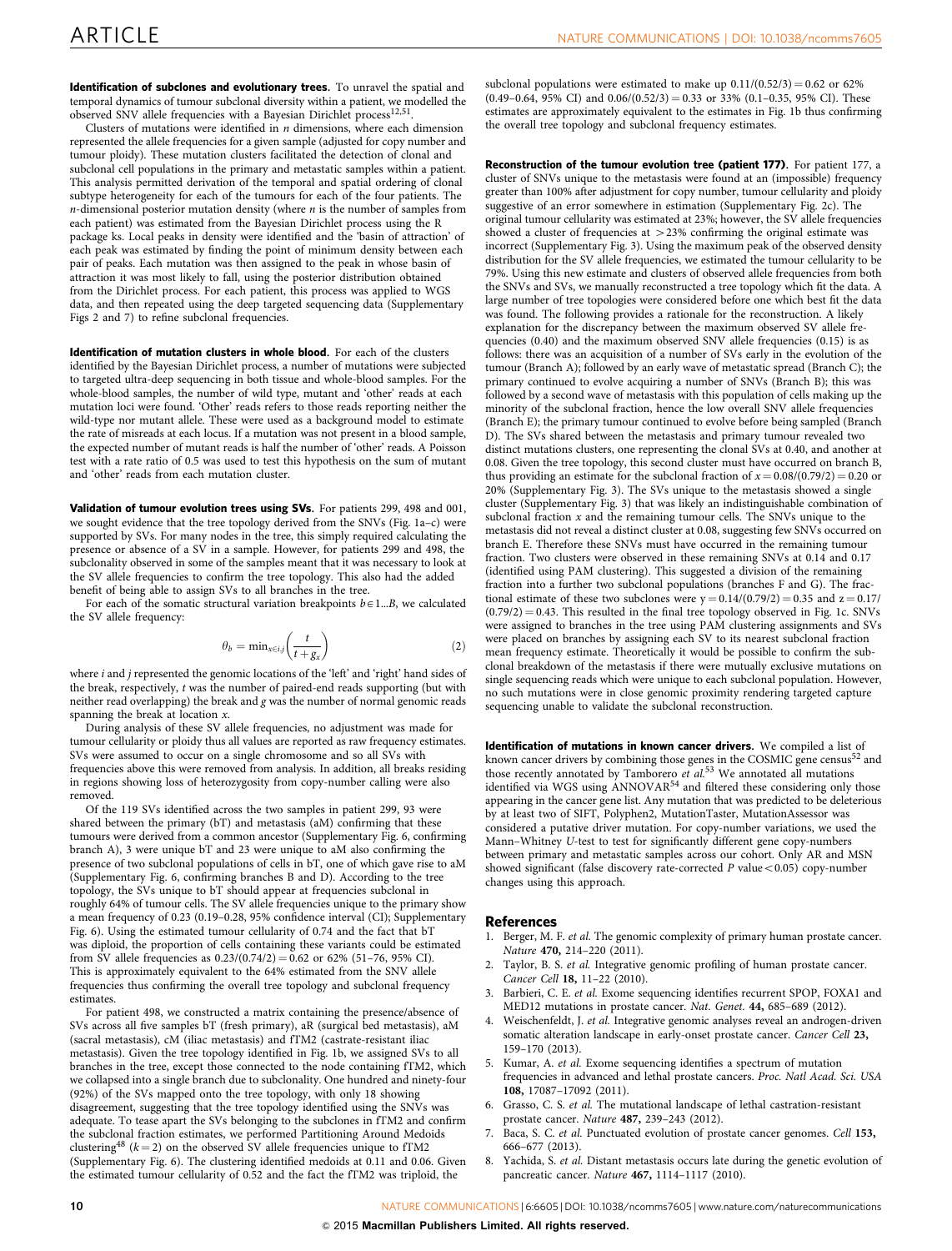**Identification of subclones and evolutionary trees.** To unravel the spatial and temporal dynamics of tumour subclonal diversity within a patient, we modelled the observed SNV allele frequencies with a Bayesian Dirichlet process[12,51].

Clusters of mutations were identified in $n$ dimensions, where each dimension represented the allele frequencies for a given sample (adjusted for copy number and tumour ploidy). These mutation clusters facilitated the detection of clonal and subclonal cell populations in the primary and metastatic samples within a patient. This analysis permitted derivation of the temporal and spatial ordering of clonal subtype heterogeneity for each of the tumours for each of the four patients. The $n$-dimensional posterior mutation density (where $n$ is the number of samples from each patient) was estimated from the Bayesian Dirichlet process using the R package ks. Local peaks in density were identified and the 'basin of attraction' of each peak was estimated by finding the point of minimum density between each pair of peaks. Each mutation was then assigned to the peak in whose basin of attraction it was most likely to fall, using the posterior distribution obtained from the Dirichlet process. For each patient, this process was applied to WGS data, and then repeated using the deep targeted sequencing data (Supplementary Figs 2 and 7) to refine subclonal frequencies.

**Identification of mutation clusters in whole blood.** For each of the clusters identified by the Bayesian Dirichlet process, a number of mutations were subjected to targeted ultra-deep sequencing in both tissue and whole-blood samples. For the whole-blood samples, the number of wild type, mutant and 'other' reads at each mutation loci were found. 'Other' reads refers to those reads reporting neither the wild-type nor mutant allele. These were used as a background model to estimate the rate of misreads at each locus. If a mutation was not present in a blood sample, the expected number of mutant reads is half the number of 'other' reads. A Poisson test with a rate ratio of 0.5 was used to test this hypothesis on the sum of mutant and 'other' reads from each mutation cluster.

**Validation of tumour evolution trees using SVs.** For patients 299, 498 and 001, we sought evidence that the tree topology derived from the SNVs (Fig. 1a–c) were supported by SVs. For many nodes in the tree, this simply required calculating the presence or absence of a SV in a sample. However, for patients 299 and 498, the subclonality observed in some of the samples meant that it was necessary to look at the SV allele frequencies to confirm the tree topology. This also had the added benefit of being able to assign SVs to all branches in the tree.

For each of the somatic structural variation breakpoints $b \in 1...B$, we calculated the SV allele frequency:

$$\theta_b = \min_{x \in i,j}\left(\frac{t}{t+g_x}\right) \tag{2}$$

where $i$ and $j$ represented the genomic locations of the 'left' and 'right' hand sides of the break, respectively, $t$ was the number of paired-end reads supporting (but with neither read overlapping) the break and $g$ was the number of normal genomic reads spanning the break at location $x$.

During analysis of these SV allele frequencies, no adjustment was made for tumour cellularity or ploidy thus all values are reported as raw frequency estimates. SVs were assumed to occur on a single chromosome and so all SVs with frequencies above this were removed from analysis. In addition, all breaks residing in regions showing loss of heterozygosity from copy-number calling were also removed.

Of the 119 SVs identified across the two samples in patient 299, 93 were shared between the primary (bT) and metastasis (aM) confirming that these tumours were derived from a common ancestor (Supplementary Fig. 6, confirming branch A), 3 were unique bT and 23 were unique to aM also confirming the presence of two subclonal populations of cells in bT, one of which gave rise to aM (Supplementary Fig. 6, confirming branches B and D). According to the tree topology, the SVs unique to bT should appear at frequencies subclonal in roughly 64% of tumour cells. The SV allele frequencies unique to the primary show a mean frequency of 0.23 (0.19–0.28, 95% confidence interval (CI); Supplementary Fig. 6). Using the estimated tumour cellularity of 0.74 and the fact that bT was diploid, the proportion of cells containing these variants could be estimated from SV allele frequencies as $0.23/(0.74/2) = 0.62$ or 62% (51–76, 95% CI). This is approximately equivalent to the 64% estimated from the SNV allele frequencies thus confirming the overall tree topology and subclonal frequency estimates.

For patient 498, we constructed a matrix containing the presence/absence of SVs across all five samples bT (fresh primary), aR (surgical bed metastasis), aM (sacral metastasis), cM (iliac metastasis) and fTM2 (castrate-resistant iliac metastasis). Given the tree topology identified in Fig. 1b, we assigned SVs to all branches in the tree, except those connected to the node containing fTM2, which we collapsed into a single branch due to subclonality. One hundred and ninety-four (92%) of the SVs mapped onto the tree topology, with only 18 showing disagreement, suggesting that the tree topology identified using the SNVs was adequate. To tease apart the SVs belonging to the subclones in fTM2 and confirm the subclonal fraction estimates, we performed Partitioning Around Medoids clustering[48] ($k = 2$) on the observed SV allele frequencies unique to fTM2 (Supplementary Fig. 6). The clustering identified medoids at 0.11 and 0.06. Given the estimated tumour cellularity of 0.52 and the fact the fTM2 was triploid, the subclonal populations were estimated to make up $0.11/(0.52/3) = 0.62$ or 62% (0.49–0.64, 95% CI) and $0.06/(0.52/3) = 0.33$ or 33% (0.1–0.35, 95% CI). These estimates are approximately equivalent to the estimates in Fig. 1b thus confirming the overall tree topology and subclonal frequency estimates.

**Reconstruction of the tumour evolution tree (patient 177).** For patient 177, a cluster of SNVs unique to the metastasis were found at an (impossible) frequency greater than 100% after adjustment for copy number, tumour cellularity and ploidy suggestive of an error somewhere in estimation (Supplementary Fig. 2c). The original tumour cellularity was estimated at 23%; however, the SV allele frequencies showed a cluster of frequencies at >23% confirming the original estimate was incorrect (Supplementary Fig. 3). Using the maximum peak of the observed density distribution for the SV allele frequencies, we estimated the tumour cellularity to be 79%. Using this new estimate and clusters of observed allele frequencies from both the SNVs and SVs, we manually reconstructed a tree topology which fit the data. A large number of tree topologies were considered before one which best fit the data was found. The following provides a rationale for the reconstruction. A likely explanation for the discrepancy between the maximum observed SV allele frequencies (0.40) and the maximum observed SNV allele frequencies (0.15) is as follows: there was an acquisition of a number of SVs early in the evolution of the tumour (Branch A); followed by an early wave of metastatic spread (Branch C); the primary continued to evolve acquiring a number of SNVs (Branch B); this was followed by a second wave of metastasis with this population of cells making up the minority of the subclonal fraction, hence the low overall SNV allele frequencies (Branch E); the primary tumour continued to evolve before being sampled (Branch D). The SVs shared between the metastasis and primary tumour revealed two distinct mutations clusters, one representing the clonal SVs at 0.40, and another at 0.08. Given the tree topology, this second cluster must have occurred on branch B, thus providing an estimate for the subclonal fraction of $x = 0.08/(0.79/2) = 0.20$ or 20% (Supplementary Fig. 3). The SVs unique to the metastasis showed a single cluster (Supplementary Fig. 3) that was likely an indistinguishable combination of subclonal fraction $x$ and the remaining tumour cells. The SNVs unique to the metastasis did not reveal a distinct cluster at 0.08, suggesting few SNVs occurred on branch E. Therefore these SNVs must have occurred in the remaining tumour fraction. Two clusters were observed in these remaining SNVs at 0.14 and 0.17 (identified using PAM clustering). This suggested a division of the remaining fraction into a further two subclonal populations (branches F and G). The fractional estimate of these two subclones were $y = 0.14/(0.79/2) = 0.35$ and $z = 0.17/(0.79/2) = 0.43$. This resulted in the final tree topology observed in Fig. 1c. SNVs were assigned to branches in the tree using PAM clustering assignments and SVs were placed on branches by assigning each SV to its nearest subclonal fraction mean frequency estimate. Theoretically it would be possible to confirm the subclonal breakdown of the metastasis if there were mutually exclusive mutations on single sequencing reads which were unique to each subclonal population. However, no such mutations were in close genomic proximity rendering targeted capture sequencing unable to validate the subclonal reconstruction.

**Identification of mutations in known cancer drivers.** We compiled a list of known cancer drivers by combining those genes in the COSMIC gene census[52] and those recently annotated by Tamborero *et al.*[53] We annotated all mutations identified via WGS using ANNOVAR[54] and filtered these considering only those appearing in the cancer gene list. Any mutation that was predicted to be deleterious by at least two of SIFT, Polyphen2, MutationTaster, MutationAssessor was considered a putative driver mutation. For copy-number variations, we used the Mann–Whitney U-test to test for significantly different gene copy-numbers between primary and metastatic samples across our cohort. Only AR and MSN showed significant (false discovery rate-corrected $P$ value <0.05) copy-number changes using this approach.

## References

1. Berger, M. F. *et al.* The genomic complexity of primary human prostate cancer. *Nature* **470,** 214–220 (2011).
2. Taylor, B. S. *et al.* Integrative genomic profiling of human prostate cancer. *Cancer Cell* **18,** 11–22 (2010).
3. Barbieri, C. E. *et al.* Exome sequencing identifies recurrent SPOP, FOXA1 and MED12 mutations in prostate cancer. *Nat. Genet.* **44,** 685–689 (2012).
4. Weischenfeldt, J. *et al.* Integrative genomic analyses reveal an androgen-driven somatic alteration landscape in early-onset prostate cancer. *Cancer Cell* **23,** 159–170 (2013).
5. Kumar, A. *et al.* Exome sequencing identifies a spectrum of mutation frequencies in advanced and lethal prostate cancers. *Proc. Natl Acad. Sci. USA* **108,** 17087–17092 (2011).
6. Grasso, C. S. *et al.* The mutational landscape of lethal castration-resistant prostate cancer. *Nature* **487,** 239–243 (2012).
7. Baca, S. C. *et al.* Punctuated evolution of prostate cancer genomes. *Cell* **153,** 666–677 (2013).
8. Yachida, S. *et al.* Distant metastasis occurs late during the genetic evolution of pancreatic cancer. *Nature* **467,** 1114–1117 (2010).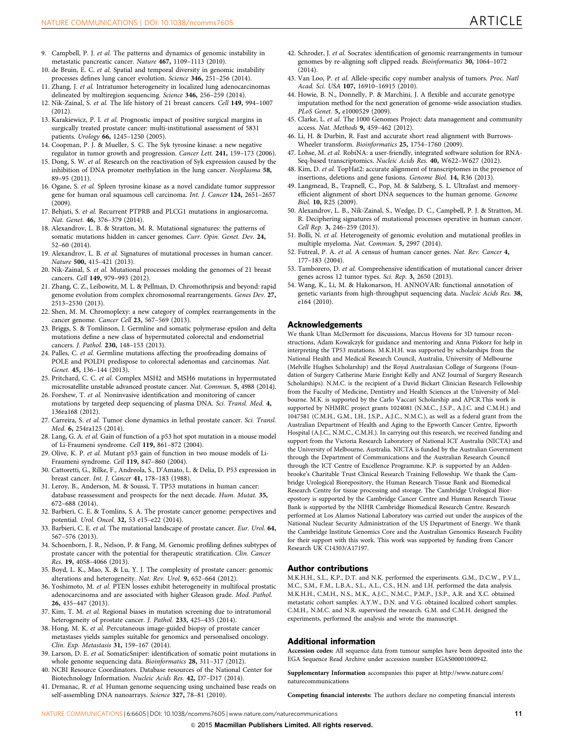9. Campbell, P. J. *et al.* The patterns and dynamics of genomic instability in metastatic pancreatic cancer. *Nature* **467,** 1109–1113 (2010).
10. de Bruin, E. C. *et al.* Spatial and temporal diversity in genomic instability processes defines lung cancer evolution. *Science* **346,** 251–256 (2014).
11. Zhang, J. *et al.* Intratumor heterogeneity in localized lung adenocarcinomas delineated by multiregion sequencing. *Science* **346,** 256–259 (2014).
12. Nik-Zainal, S. *et al.* The life history of 21 breast cancers. *Cell* **149,** 994–1007 (2012).
13. Karakiewicz, P. I. *et al.* Prognostic impact of positive surgical margins in surgically treated prostate cancer: multi-institutional assessment of 5831 patients. *Urology* **66,** 1245–1250 (2005).
14. Coopman, P. J. & Mueller, S. C. The Syk tyrosine kinase: a new negative regulator in tumor growth and progression. *Cancer Lett.* **241,** 159–173 (2006).
15. Dong, S. W. *et al.* Research on the reactivation of Syk expression caused by the inhibition of DNA promoter methylation in the lung cancer. *Neoplasma* **58,** 89–95 (2011).
16. Ogane, S. *et al.* Spleen tyrosine kinase as a novel candidate tumor suppressor gene for human oral squamous cell carcinoma. *Int. J. Cancer* **124,** 2651–2657 (2009).
17. Behjati, S. *et al.* Recurrent PTPRB and PLCG1 mutations in angiosarcoma. *Nat. Genet.* **46,** 376–379 (2014).
18. Alexandrov, L. B. & Stratton, M. R. Mutational signatures: the patterns of somatic mutations hidden in cancer genomes. *Curr. Opin. Genet. Dev.* **24,** 52–60 (2014).
19. Alexandrov, L. B. *et al.* Signatures of mutational processes in human cancer. *Nature* **500,** 415–421 (2013).
20. Nik-Zainal, S. *et al.* Mutational processes molding the genomes of 21 breast cancers. *Cell* **149,** 979–993 (2012).
21. Zhang, C. Z., Leibowitz, M. L. & Pellman, D. Chromothripsis and beyond: rapid genome evolution from complex chromosomal rearrangements. *Genes Dev.* **27,** 2513–2530 (2013).
22. Shen, M. M. Chromoplexy: a new category of complex rearrangements in the cancer genome. *Cancer Cell* **23,** 567–569 (2013).
23. Briggs, S. & Tomlinson, I. Germline and somatic polymerase epsilon and delta mutations define a new class of hypermutated colorectal and endometrial cancers. *J. Pathol.* **230,** 148–153 (2013).
24. Palles, C. *et al.* Germline mutations affecting the proofreading domains of POLE and POLD1 predispose to colorectal adenomas and carcinomas. *Nat. Genet.* **45,** 136–144 (2013).
25. Pritchard, C. C. *et al.* Complex MSH2 and MSH6 mutations in hypermutated microsatellite unstable advanced prostate cancer. *Nat. Commun.* **5,** 4988 (2014).
26. Forshew, T. *et al.* Noninvasive identification and monitoring of cancer mutations by targeted deep sequencing of plasma DNA. *Sci. Transl. Med.* **4,** 136ra168 (2012).
27. Carreira, S. *et al.* Tumor clone dynamics in lethal prostate cancer. *Sci. Transl. Med.* **6,** 254ra125 (2014).
28. Lang, G. A. *et al.* Gain of function of a p53 hot spot mutation in a mouse model of Li-Fraumeni syndrome. *Cell* **119,** 861–872 (2004).
29. Olive, K. P. *et al.* Mutant p53 gain of function in two mouse models of Li-Fraumeni syndrome. *Cell* **119,** 847–860 (2004).
30. Cattoretti, G., Rilke, F., Andreola, S., D'Amato, L. & Delia, D. P53 expression in breast cancer. *Int. J. Cancer* **41,** 178–183 (1988).
31. Leroy, B., Anderson, M. & Soussi, T. TP53 mutations in human cancer: database reassessment and prospects for the next decade. *Hum. Mutat.* **35,** 672–688 (2014).
32. Barbieri, C. E. & Tomlins, S. A. The prostate cancer genome: perspectives and potential. *Urol. Oncol.* **32,** 53 e15–e22 (2014).
33. Barbieri, C. E. *et al.* The mutational landscape of prostate cancer. *Eur. Urol.* **64,** 567–576 (2013).
34. Schoenborn, J. R., Nelson, P. & Fang, M. Genomic profiling defines subtypes of prostate cancer with the potential for therapeutic stratification. *Clin. Cancer Res.* **19,** 4058–4066 (2013).
35. Boyd, L. K., Mao, X. & Lu, Y. J. The complexity of prostate cancer: genomic alterations and heterogeneity. *Nat. Rev. Urol.* **9,** 652–664 (2012).
36. Yoshimoto, M. *et al.* PTEN losses exhibit heterogeneity in multifocal prostatic adenocarcinoma and are associated with higher Gleason grade. *Mod. Pathol.* **26,** 435–447 (2013).
37. Kim, T. M. *et al.* Regional biases in mutation screening due to intratumoral heterogeneity of prostate cancer. *J. Pathol.* **233,** 425–435 (2014).
38. Hong, M. K. *et al.* Percutaneous image-guided biopsy of prostate cancer metastases yields samples suitable for genomics and personalised oncology. *Clin. Exp. Metastasis* **31,** 159–167 (2014).
39. Larson, D. E. *et al.* SomaticSniper: identification of somatic point mutations in whole genome sequencing data. *Bioinformatics* **28,** 311–317 (2012).
40. NCBI Resource Coordinators. Database resources of the National Center for Biotechnology Information. *Nucleic Acids Res.* **42,** D7–D17 (2014).
41. Drmanac, R. *et al.* Human genome sequencing using unchained base reads on self-assembling DNA nanoarrays. *Science* **327,** 78–81 (2010).
42. Schroder, J. *et al.* Socrates: identification of genomic rearrangements in tumour genomes by re-aligning soft clipped reads. *Bioinformatics* **30,** 1064–1072 (2014).
43. Van Loo, P. *et al.* Allele-specific copy number analysis of tumors. *Proc. Natl Acad. Sci. USA* **107,** 16910–16915 (2010).
44. Howie, B. N., Donnelly, P. & Marchini, J. A flexible and accurate genotype imputation method for the next generation of genome-wide association studies. *PLoS Genet.* **5,** e1000529 (2009).
45. Clarke, L. *et al.* The 1000 Genomes Project: data management and community access. *Nat. Methods* **9,** 459–462 (2012).
46. Li, H. & Durbin, R. Fast and accurate short read alignment with Burrows-Wheeler transform. *Bioinformatics* **25,** 1754–1760 (2009).
47. Lohse, M. *et al.* RobiNA: a user-friendly, integrated software solution for RNA-Seq-based transcriptomics. *Nucleic Acids Res.* **40,** W622–W627 (2012).
48. Kim, D. *et al.* TopHat2: accurate alignment of transcriptomes in the presence of insertions, deletions and gene fusions. *Genome Biol.* **14,** R36 (2013).
49. Langmead, B., Trapnell, C., Pop, M. & Salzberg, S. L. Ultrafast and memory-efficient alignment of short DNA sequences to the human genome. *Genome Biol.* **10,** R25 (2009).
50. Alexandrov, L. B., Nik-Zainal, S., Wedge, D. C., Campbell, P. J. & Stratton, M. R. Deciphering signatures of mutational processes operative in human cancer. *Cell Rep.* **3,** 246–259 (2013).
51. Bolli, N. *et al.* Heterogeneity of genomic evolution and mutational profiles in multiple myeloma. *Nat. Commun.* **5,** 2997 (2014).
52. Futreal, P. A. *et al.* A census of human cancer genes. *Nat. Rev. Cancer* **4,** 177–183 (2004).
53. Tamborero, D. *et al.* Comprehensive identification of mutational cancer driver genes across 12 tumor types. *Sci. Rep.* **3,** 2650 (2013).
54. Wang, K., Li, M. & Hakonarson, H. ANNOVAR: functional annotation of genetic variants from high-throughput sequencing data. *Nucleic Acids Res.* **38,** e164 (2010).

## Acknowledgements

We thank Ultan McDermott for discussions, Marcus Hovens for 3D tumour reconstructions, Adam Kowalczyk for guidance and mentoring and Anna Piskorz for help in interpreting the TP53 mutations. M.K.H.H. was supported by scholarships from the National Health and Medical Research Council, Australia, University of Melbourne (Melville Hughes Scholarship) and the Royal Australasian College of Surgeons (Foundation of Surgery Catherine Marie Enright Kelly and ANZ Journal of Surgery Research Scholarships). N.M.C. is the recipient of a David Bickart Clinician Research Fellowship from the Faculty of Medicine, Dentistry and Health Sciences at the University of Melbourne. M.K. is supported by the Carlo Vaccari Scholarship and APCR.This work is supported by NHMRC project grants 1024081 (N.M.C., J.S.P., A.J.C. and C.M.H.) and 1047581 (C.M.H., G.M., I.H., J.S.P., A.J.C., N.M.C.), as well as a federal grant from the Australian Department of Health and Aging to the Epworth Cancer Centre, Epworth Hospital (A.J.C., N.M.C., C.M.H.). In carrying out this research, we received funding and support from the Victoria Research Laboratory of National ICT Australia (NICTA) and the University of Melbourne, Australia. NICTA is funded by the Australian Government through the Department of Communications and the Australian Research Council through the ICT Centre of Excellence Programme. K.P. is supported by an Addenbrooke's Charitable Trust Clinical Research Training Fellowship. We thank the Cambridge Urological Biorepository, the Human Research Tissue Bank and Biomedical Research Centre for tissue processing and storage. The Cambridge Urological Biorepostory is supported by the Cambridge Cancer Centre and Human Research Tissue Bank is supported by the NIHR Cambridge Biomedical Research Centre. Research performed at Los Alamos National Laboratory was carried out under the auspices of the National Nuclear Security Administration of the US Department of Energy. We thank the Cambridge Institute Genomics Core and the Australian Genomics Research Facility for their support with this work. This work was supported by funding from Cancer Research UK C14303/A17197.

## Author contributions

M.K.H.H., S.L., K.P., D.T. and N.K. performed the experiments. G.M., D.C.W., P.V.L., M.C., S.M., F.M., L.B.A., S.L., A.L., C.S., H.N. and I.H. performed the data analysis. M.K.H.H., C.M.H., N.S., M.K., A.J.C., N.M.C., P.M.P., J.S.P., A.R. and X.C. obtained metastatic cohort samples. A.Y.W., D.N. and V.G. obtained localized cohort samples. C.M.H., N.M.C. and N.R. supervised the research. G.M. and C.M.H. designed the experiments, performed the analysis and wrote the manuscript.

## Additional information

**Accession codes:** All sequence data from tumour samples have been deposited into the EGA Sequence Read Archive under accession number EGAS00001000942.

**Supplementary Information** accompanies this paper at http://www.nature.com/naturecommunications

**Competing financial interests:** The authors declare no competing financial interests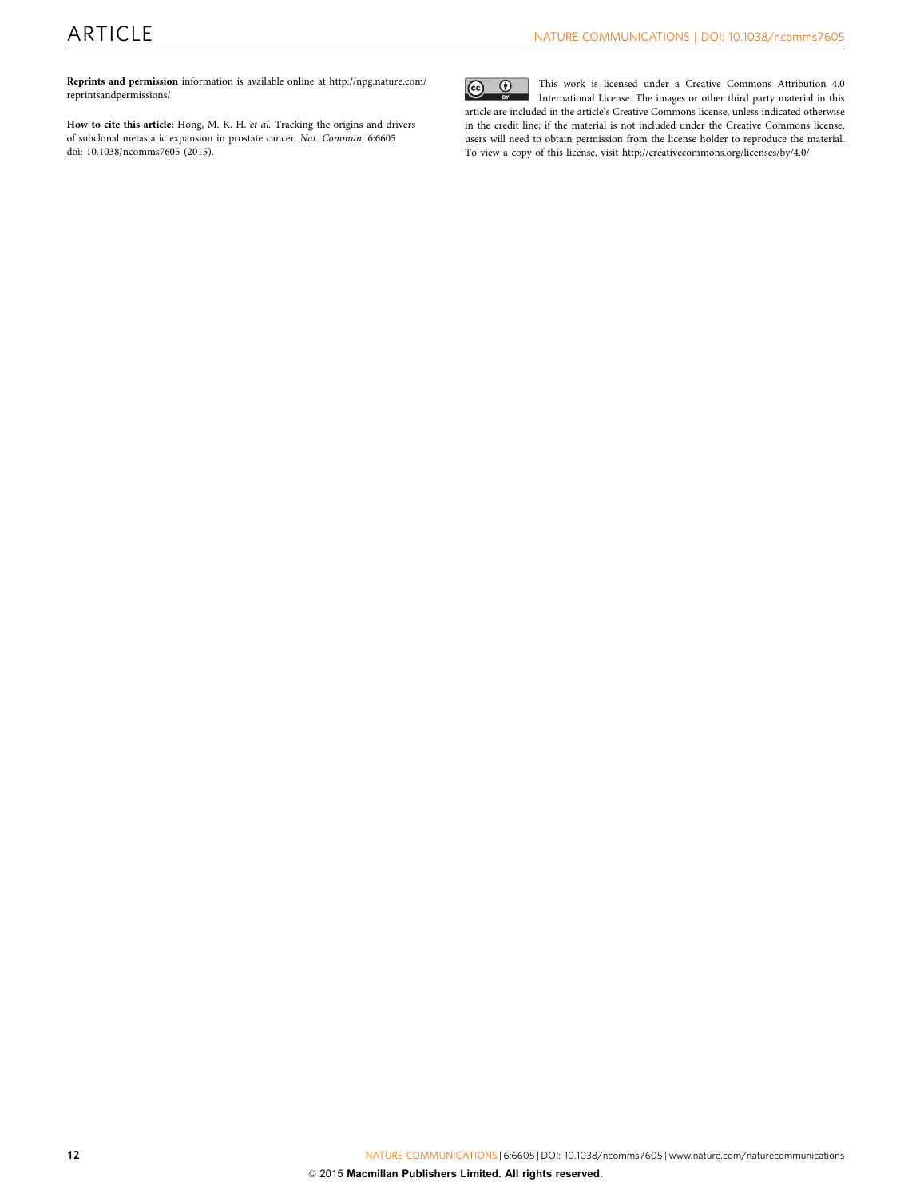**Reprints and permission** information is available online at http://npg.nature.com/reprintsandpermissions/

**How to cite this article:** Hong, M. K. H. *et al.* Tracking the origins and drivers of subclonal metastatic expansion in prostate cancer. *Nat. Commun.* 6:6605 doi: 10.1038/ncomms7605 (2015).

This work is licensed under a Creative Commons Attribution 4.0 International License. The images or other third party material in this article are included in the article's Creative Commons license, unless indicated otherwise in the credit line; if the material is not included under the Creative Commons license, users will need to obtain permission from the license holder to reproduce the material. To view a copy of this license, visit http://creativecommons.org/licenses/by/4.0/